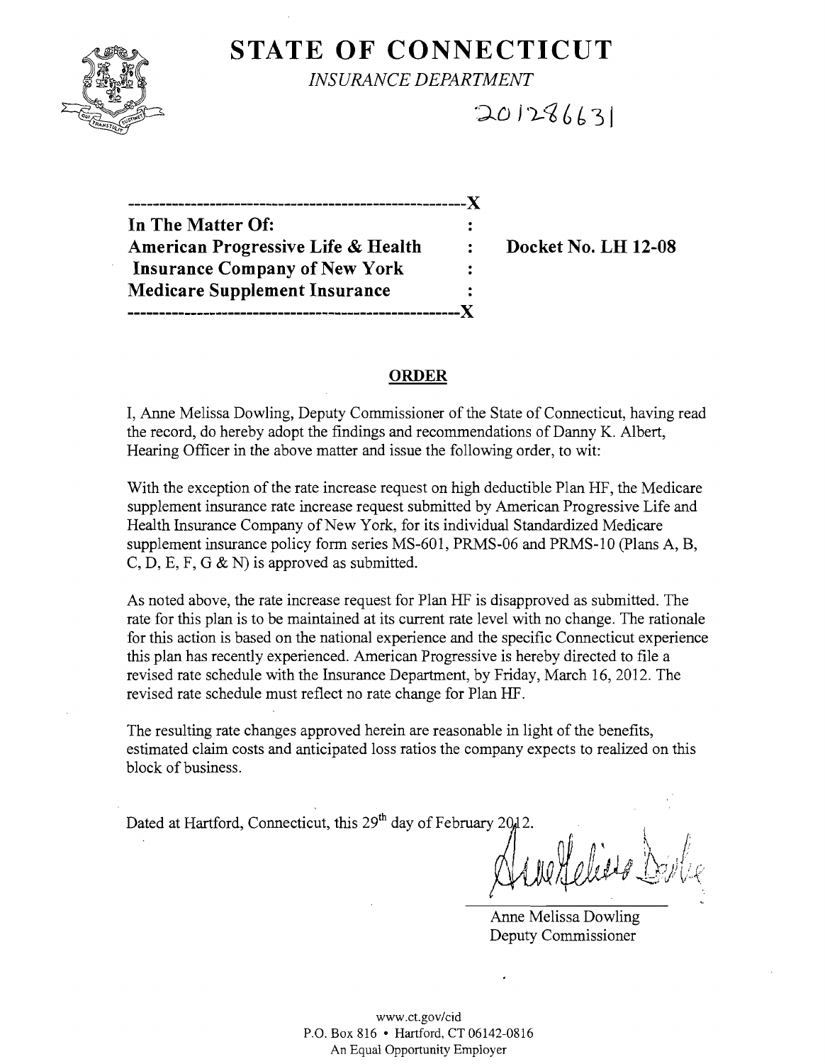# STATE OF CONNECTICUT

*INSURANCE DEPARTMENT*

20128663I

-----------------------------------------------------X

**In The Matter Of:** :

**American Progressive Life & Health** : **Docket No. LH 12-08**

**Insurance Company of New York** :

**Medicare Supplement Insurance** :

-----------------------------------------------------X

## ORDER

I, Anne Melissa Dowling, Deputy Commissioner of the State of Connecticut, having read the record, do hereby adopt the findings and recommendations of Danny K. Albert, Hearing Officer in the above matter and issue the following order, to wit:

With the exception of the rate increase request on high deductible Plan HF, the Medicare supplement insurance rate increase request submitted by American Progressive Life and Health Insurance Company of New York, for its individual Standardized Medicare supplement insurance policy form series MS-601, PRMS-06 and PRMS-10 (Plans A, B, C, D, E, F, G & N) is approved as submitted.

As noted above, the rate increase request for Plan HF is disapproved as submitted. The rate for this plan is to be maintained at its current rate level with no change. The rationale for this action is based on the national experience and the specific Connecticut experience this plan has recently experienced. American Progressive is hereby directed to file a revised rate schedule with the Insurance Department, by Friday, March 16, 2012. The revised rate schedule must reflect no rate change for Plan HF.

The resulting rate changes approved herein are reasonable in light of the benefits, estimated claim costs and anticipated loss ratios the company expects to realized on this block of business.

Dated at Hartford, Connecticut, this 29th day of February 2012.

Anne Melissa Dowling
Deputy Commissioner

www.ct.gov/cid
P.O. Box 816 • Hartford, CT 06142-0816
An Equal Opportunity Employer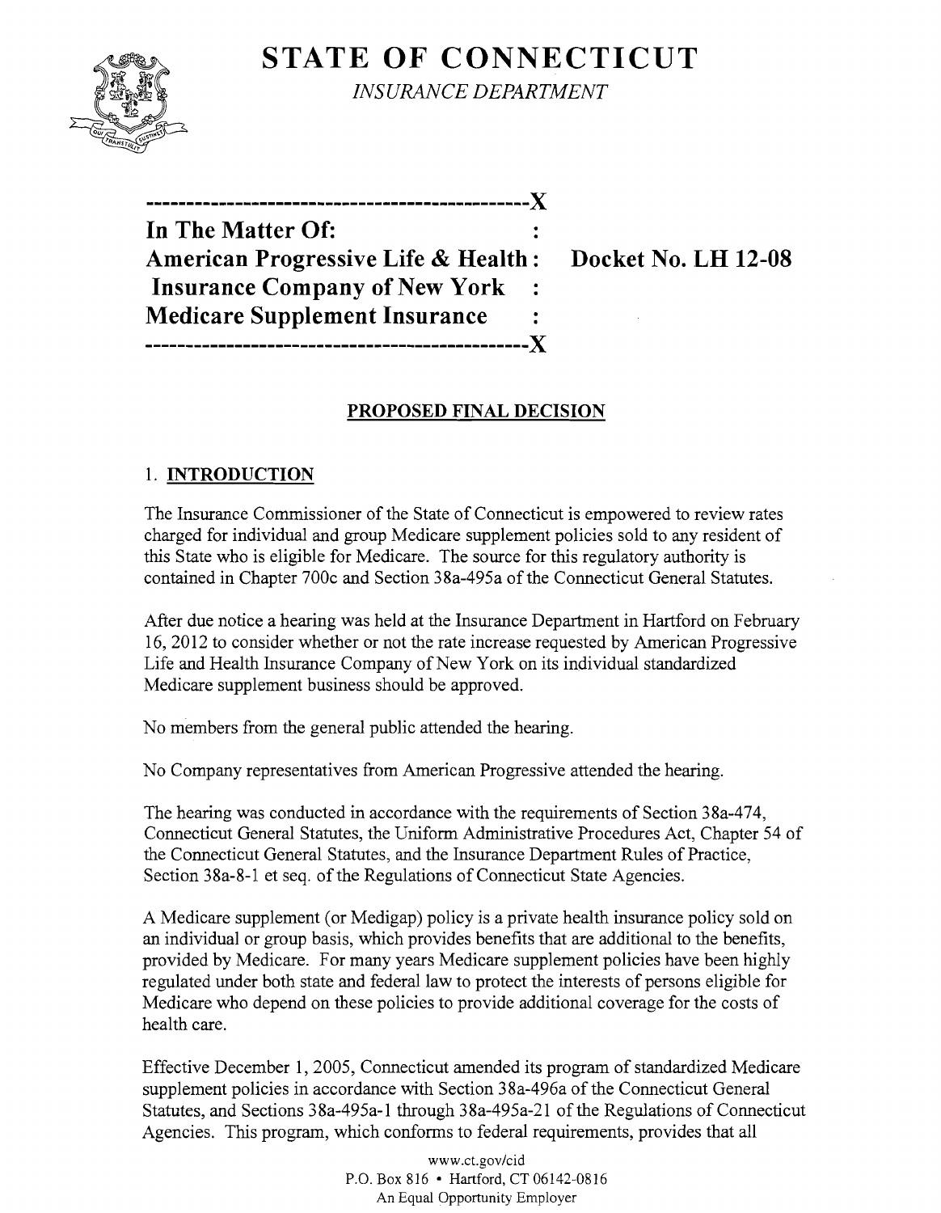# STATE OF CONNECTICUT

*INSURANCE DEPARTMENT*

```
----------------------------------------------X
In The Matter Of:                             :
American Progressive Life & Health:       Docket No. LH 12-08
 Insurance Company of New York  :
Medicare Supplement Insurance       :
----------------------------------------------X
```

## PROPOSED FINAL DECISION

### 1. INTRODUCTION

The Insurance Commissioner of the State of Connecticut is empowered to review rates charged for individual and group Medicare supplement policies sold to any resident of this State who is eligible for Medicare. The source for this regulatory authority is contained in Chapter 700c and Section 38a-495a of the Connecticut General Statutes.

After due notice a hearing was held at the Insurance Department in Hartford on February 16, 2012 to consider whether or not the rate increase requested by American Progressive Life and Health Insurance Company of New York on its individual standardized Medicare supplement business should be approved.

No members from the general public attended the hearing.

No Company representatives from American Progressive attended the hearing.

The hearing was conducted in accordance with the requirements of Section 38a-474, Connecticut General Statutes, the Uniform Administrative Procedures Act, Chapter 54 of the Connecticut General Statutes, and the Insurance Department Rules of Practice, Section 38a-8-1 et seq. of the Regulations of Connecticut State Agencies.

A Medicare supplement (or Medigap) policy is a private health insurance policy sold on an individual or group basis, which provides benefits that are additional to the benefits, provided by Medicare. For many years Medicare supplement policies have been highly regulated under both state and federal law to protect the interests of persons eligible for Medicare who depend on these policies to provide additional coverage for the costs of health care.

Effective December 1, 2005, Connecticut amended its program of standardized Medicare supplement policies in accordance with Section 38a-496a of the Connecticut General Statutes, and Sections 38a-495a-1 through 38a-495a-21 of the Regulations of Connecticut Agencies. This program, which conforms to federal requirements, provides that all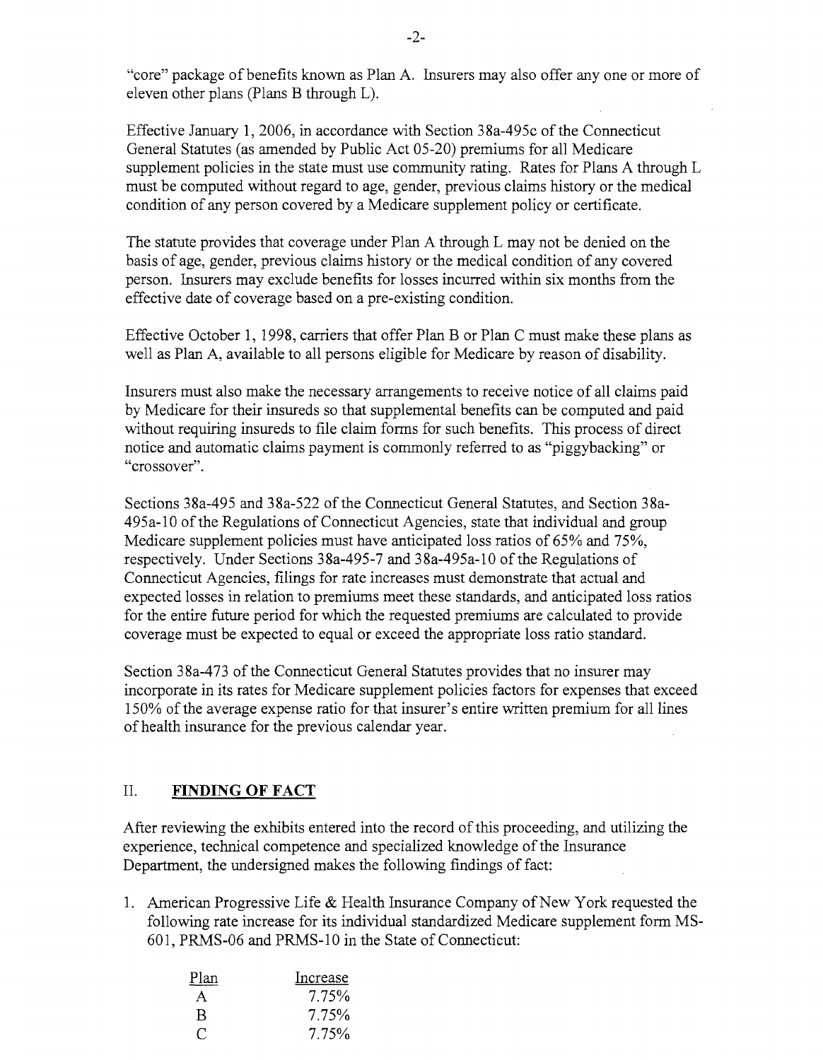"core" package of benefits known as Plan A. Insurers may also offer any one or more of eleven other plans (Plans B through L).

Effective January 1, 2006, in accordance with Section 38a-495c of the Connecticut General Statutes (as amended by Public Act 05-20) premiums for all Medicare supplement policies in the state must use community rating. Rates for Plans A through L must be computed without regard to age, gender, previous claims history or the medical condition of any person covered by a Medicare supplement policy or certificate.

The statute provides that coverage under Plan A through L may not be denied on the basis of age, gender, previous claims history or the medical condition of any covered person. Insurers may exclude benefits for losses incurred within six months from the effective date of coverage based on a pre-existing condition.

Effective October 1, 1998, carriers that offer Plan B or Plan C must make these plans as well as Plan A, available to all persons eligible for Medicare by reason of disability.

Insurers must also make the necessary arrangements to receive notice of all claims paid by Medicare for their insureds so that supplemental benefits can be computed and paid without requiring insureds to file claim forms for such benefits. This process of direct notice and automatic claims payment is commonly referred to as "piggybacking" or "crossover".

Sections 38a-495 and 38a-522 of the Connecticut General Statutes, and Section 38a-495a-10 of the Regulations of Connecticut Agencies, state that individual and group Medicare supplement policies must have anticipated loss ratios of 65% and 75%, respectively. Under Sections 38a-495-7 and 38a-495a-10 of the Regulations of Connecticut Agencies, filings for rate increases must demonstrate that actual and expected losses in relation to premiums meet these standards, and anticipated loss ratios for the entire future period for which the requested premiums are calculated to provide coverage must be expected to equal or exceed the appropriate loss ratio standard.

Section 38a-473 of the Connecticut General Statutes provides that no insurer may incorporate in its rates for Medicare supplement policies factors for expenses that exceed 150% of the average expense ratio for that insurer's entire written premium for all lines of health insurance for the previous calendar year.

## II. **FINDING OF FACT**

After reviewing the exhibits entered into the record of this proceeding, and utilizing the experience, technical competence and specialized knowledge of the Insurance Department, the undersigned makes the following findings of fact:

1. American Progressive Life & Health Insurance Company of New York requested the following rate increase for its individual standardized Medicare supplement form MS-601, PRMS-06 and PRMS-10 in the State of Connecticut:

| Plan | Increase |
|---|---|
| A | 7.75% |
| B | 7.75% |
| C | 7.75% |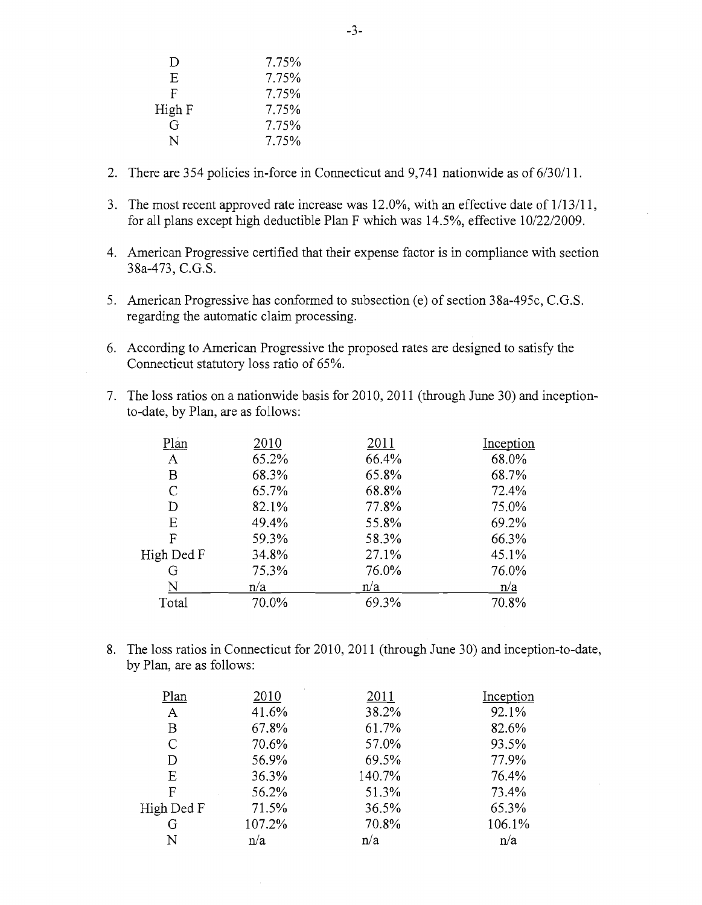| | |
|---|---|
| D | 7.75% |
| E | 7.75% |
| F | 7.75% |
| High F | 7.75% |
| G | 7.75% |
| N | 7.75% |

2. There are 354 policies in-force in Connecticut and 9,741 nationwide as of 6/30/11.

3. The most recent approved rate increase was 12.0%, with an effective date of 1/13/11, for all plans except high deductible Plan F which was 14.5%, effective 10/22/2009.

4. American Progressive certified that their expense factor is in compliance with section 38a-473, C.G.S.

5. American Progressive has conformed to subsection (e) of section 38a-495c, C.G.S. regarding the automatic claim processing.

6. According to American Progressive the proposed rates are designed to satisfy the Connecticut statutory loss ratio of 65%.

7. The loss ratios on a nationwide basis for 2010, 2011 (through June 30) and inception-to-date, by Plan, are as follows:

| Plan | 2010 | 2011 | Inception |
|---|---|---|---|
| A | 65.2% | 66.4% | 68.0% |
| B | 68.3% | 65.8% | 68.7% |
| C | 65.7% | 68.8% | 72.4% |
| D | 82.1% | 77.8% | 75.0% |
| E | 49.4% | 55.8% | 69.2% |
| F | 59.3% | 58.3% | 66.3% |
| High Ded F | 34.8% | 27.1% | 45.1% |
| G | 75.3% | 76.0% | 76.0% |
| N | n/a | n/a | n/a |
| Total | 70.0% | 69.3% | 70.8% |

8. The loss ratios in Connecticut for 2010, 2011 (through June 30) and inception-to-date, by Plan, are as follows:

| Plan | 2010 | 2011 | Inception |
|---|---|---|---|
| A | 41.6% | 38.2% | 92.1% |
| B | 67.8% | 61.7% | 82.6% |
| C | 70.6% | 57.0% | 93.5% |
| D | 56.9% | 69.5% | 77.9% |
| E | 36.3% | 140.7% | 76.4% |
| F | 56.2% | 51.3% | 73.4% |
| High Ded F | 71.5% | 36.5% | 65.3% |
| G | 107.2% | 70.8% | 106.1% |
| N | n/a | n/a | n/a |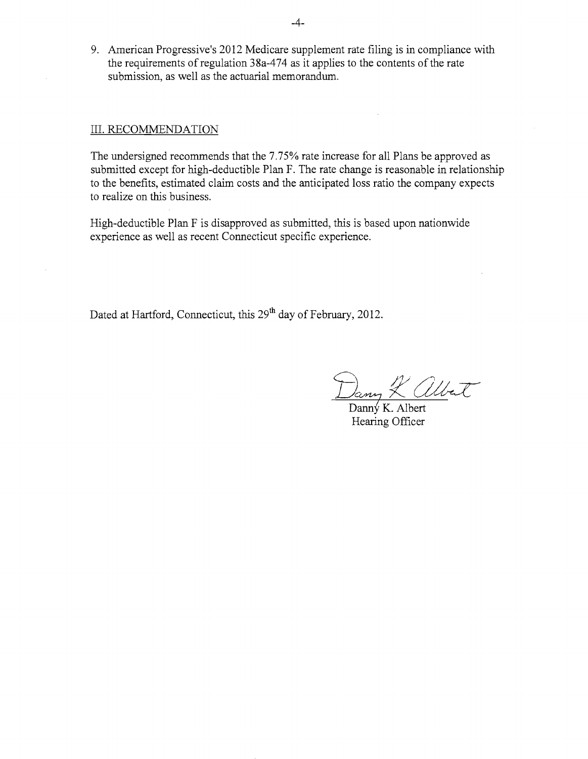9. American Progressive's 2012 Medicare supplement rate filing is in compliance with the requirements of regulation 38a-474 as it applies to the contents of the rate submission, as well as the actuarial memorandum.

## III. RECOMMENDATION

The undersigned recommends that the 7.75% rate increase for all Plans be approved as submitted except for high-deductible Plan F. The rate change is reasonable in relationship to the benefits, estimated claim costs and the anticipated loss ratio the company expects to realize on this business.

High-deductible Plan F is disapproved as submitted, this is based upon nationwide experience as well as recent Connecticut specific experience.

Dated at Hartford, Connecticut, this 29th day of February, 2012.

Danny K. Albert
Hearing Officer